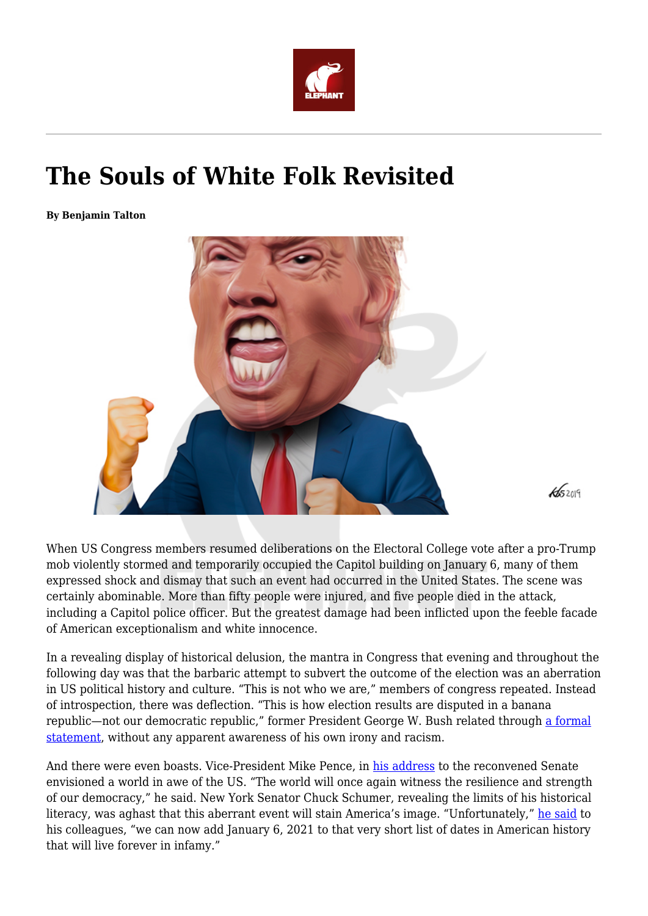# The Souls of White Folk Revisited

**By Benjamin Talton**

When US Congress members resumed deliberations on the Electoral College vote after a pro-Trump mob violently stormed and temporarily occupied the Capitol building on January 6, many of them expressed shock and dismay that such an event had occurred in the United States. The scene was certainly abominable. More than fifty people were injured, and five people died in the attack, including a Capitol police officer. But the greatest damage had been inflicted upon the feeble facade of American exceptionalism and white innocence.

In a revealing display of historical delusion, the mantra in Congress that evening and throughout the following day was that the barbaric attempt to subvert the outcome of the election was an aberration in US political history and culture. "This is not who we are," members of congress repeated. Instead of introspection, there was deflection. "This is how election results are disputed in a banana republic—not our democratic republic," former President George W. Bush related through a formal statement, without any apparent awareness of his own irony and racism.

And there were even boasts. Vice-President Mike Pence, in his address to the reconvened Senate envisioned a world in awe of the US. "The world will once again witness the resilience and strength of our democracy," he said. New York Senator Chuck Schumer, revealing the limits of his historical literacy, was aghast that this aberrant event will stain America's image. "Unfortunately," he said to his colleagues, "we can now add January 6, 2021 to that very short list of dates in American history that will live forever in infamy."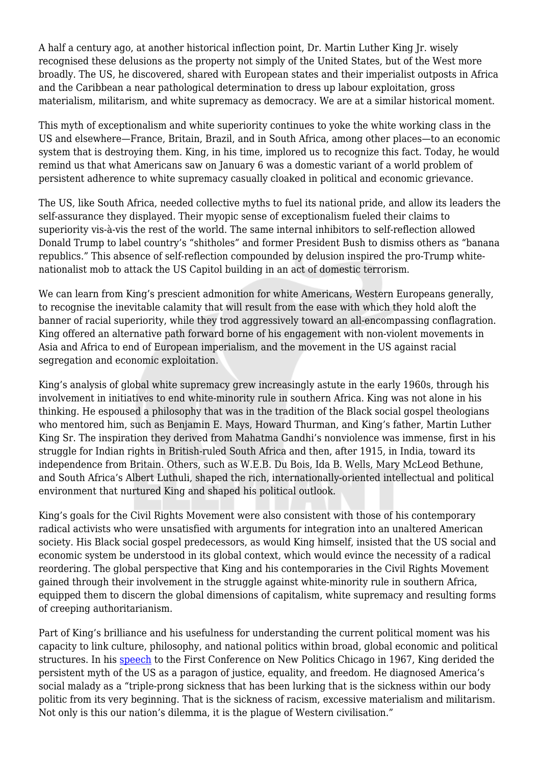A half a century ago, at another historical inflection point, Dr. Martin Luther King Jr. wisely recognised these delusions as the property not simply of the United States, but of the West more broadly. The US, he discovered, shared with European states and their imperialist outposts in Africa and the Caribbean a near pathological determination to dress up labour exploitation, gross materialism, militarism, and white supremacy as democracy. We are at a similar historical moment.

This myth of exceptionalism and white superiority continues to yoke the white working class in the US and elsewhere—France, Britain, Brazil, and in South Africa, among other places—to an economic system that is destroying them. King, in his time, implored us to recognize this fact. Today, he would remind us that what Americans saw on January 6 was a domestic variant of a world problem of persistent adherence to white supremacy casually cloaked in political and economic grievance.

The US, like South Africa, needed collective myths to fuel its national pride, and allow its leaders the self-assurance they displayed. Their myopic sense of exceptionalism fueled their claims to superiority vis-à-vis the rest of the world. The same internal inhibitors to self-reflection allowed Donald Trump to label country's "shitholes" and former President Bush to dismiss others as "banana republics." This absence of self-reflection compounded by delusion inspired the pro-Trump white-nationalist mob to attack the US Capitol building in an act of domestic terrorism.

We can learn from King's prescient admonition for white Americans, Western Europeans generally, to recognise the inevitable calamity that will result from the ease with which they hold aloft the banner of racial superiority, while they trod aggressively toward an all-encompassing conflagration. King offered an alternative path forward borne of his engagement with non-violent movements in Asia and Africa to end of European imperialism, and the movement in the US against racial segregation and economic exploitation.

King's analysis of global white supremacy grew increasingly astute in the early 1960s, through his involvement in initiatives to end white-minority rule in southern Africa. King was not alone in his thinking. He espoused a philosophy that was in the tradition of the Black social gospel theologians who mentored him, such as Benjamin E. Mays, Howard Thurman, and King's father, Martin Luther King Sr. The inspiration they derived from Mahatma Gandhi's nonviolence was immense, first in his struggle for Indian rights in British-ruled South Africa and then, after 1915, in India, toward its independence from Britain. Others, such as W.E.B. Du Bois, Ida B. Wells, Mary McLeod Bethune, and South Africa's Albert Luthuli, shaped the rich, internationally-oriented intellectual and political environment that nurtured King and shaped his political outlook.

King's goals for the Civil Rights Movement were also consistent with those of his contemporary radical activists who were unsatisfied with arguments for integration into an unaltered American society. His Black social gospel predecessors, as would King himself, insisted that the US social and economic system be understood in its global context, which would evince the necessity of a radical reordering. The global perspective that King and his contemporaries in the Civil Rights Movement gained through their involvement in the struggle against white-minority rule in southern Africa, equipped them to discern the global dimensions of capitalism, white supremacy and resulting forms of creeping authoritarianism.

Part of King's brilliance and his usefulness for understanding the current political moment was his capacity to link culture, philosophy, and national politics within broad, global economic and political structures. In his speech to the First Conference on New Politics Chicago in 1967, King derided the persistent myth of the US as a paragon of justice, equality, and freedom. He diagnosed America's social malady as a "triple-prong sickness that has been lurking that is the sickness within our body politic from its very beginning. That is the sickness of racism, excessive materialism and militarism. Not only is this our nation's dilemma, it is the plague of Western civilisation."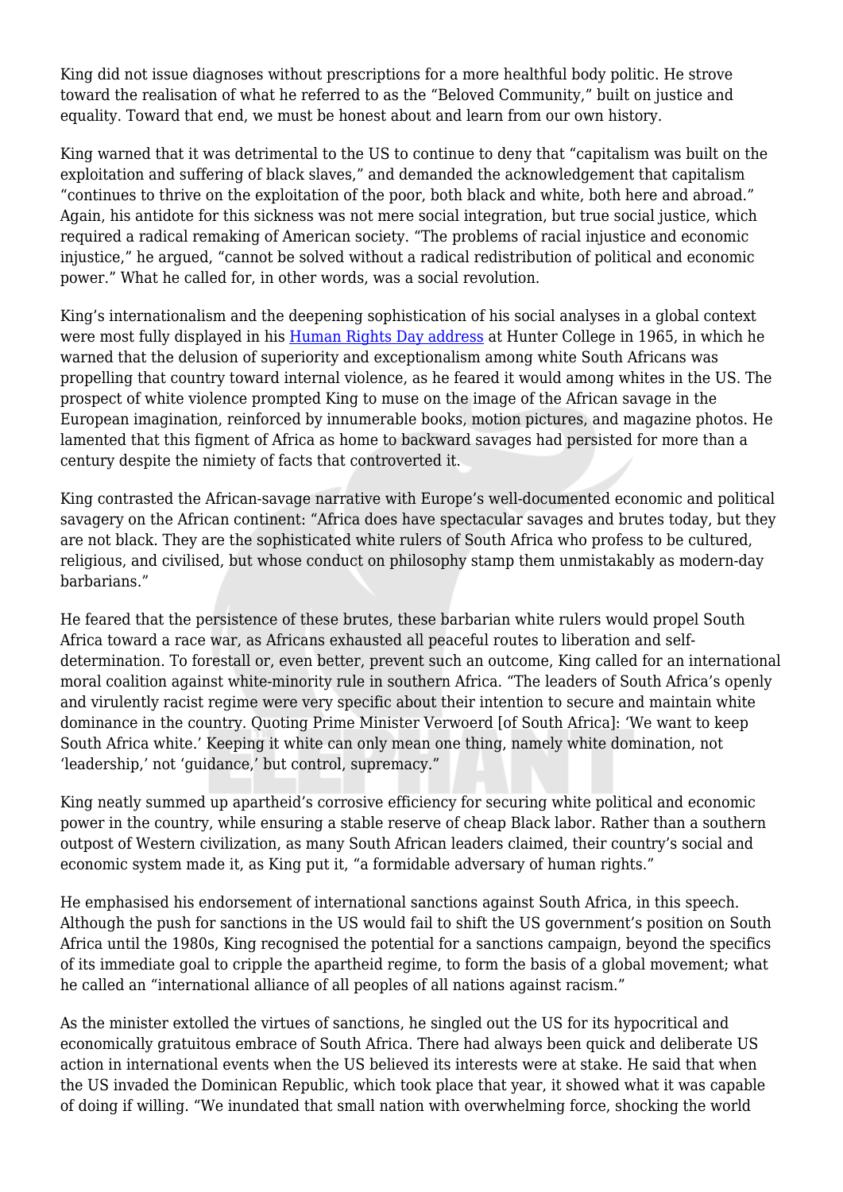King did not issue diagnoses without prescriptions for a more healthful body politic. He strove toward the realisation of what he referred to as the "Beloved Community," built on justice and equality. Toward that end, we must be honest about and learn from our own history.

King warned that it was detrimental to the US to continue to deny that "capitalism was built on the exploitation and suffering of black slaves," and demanded the acknowledgement that capitalism "continues to thrive on the exploitation of the poor, both black and white, both here and abroad." Again, his antidote for this sickness was not mere social integration, but true social justice, which required a radical remaking of American society. "The problems of racial injustice and economic injustice," he argued, "cannot be solved without a radical redistribution of political and economic power." What he called for, in other words, was a social revolution.

King's internationalism and the deepening sophistication of his social analyses in a global context were most fully displayed in his [Human Rights Day address](#) at Hunter College in 1965, in which he warned that the delusion of superiority and exceptionalism among white South Africans was propelling that country toward internal violence, as he feared it would among whites in the US. The prospect of white violence prompted King to muse on the image of the African savage in the European imagination, reinforced by innumerable books, motion pictures, and magazine photos. He lamented that this figment of Africa as home to backward savages had persisted for more than a century despite the nimiety of facts that controverted it.

King contrasted the African-savage narrative with Europe's well-documented economic and political savagery on the African continent: "Africa does have spectacular savages and brutes today, but they are not black. They are the sophisticated white rulers of South Africa who profess to be cultured, religious, and civilised, but whose conduct on philosophy stamp them unmistakably as modern-day barbarians."

He feared that the persistence of these brutes, these barbarian white rulers would propel South Africa toward a race war, as Africans exhausted all peaceful routes to liberation and self-determination. To forestall or, even better, prevent such an outcome, King called for an international moral coalition against white-minority rule in southern Africa. "The leaders of South Africa's openly and virulently racist regime were very specific about their intention to secure and maintain white dominance in the country. Quoting Prime Minister Verwoerd [of South Africa]: 'We want to keep South Africa white.' Keeping it white can only mean one thing, namely white domination, not 'leadership,' not 'guidance,' but control, supremacy."

King neatly summed up apartheid's corrosive efficiency for securing white political and economic power in the country, while ensuring a stable reserve of cheap Black labor. Rather than a southern outpost of Western civilization, as many South African leaders claimed, their country's social and economic system made it, as King put it, "a formidable adversary of human rights."

He emphasised his endorsement of international sanctions against South Africa, in this speech. Although the push for sanctions in the US would fail to shift the US government's position on South Africa until the 1980s, King recognised the potential for a sanctions campaign, beyond the specifics of its immediate goal to cripple the apartheid regime, to form the basis of a global movement; what he called an "international alliance of all peoples of all nations against racism."

As the minister extolled the virtues of sanctions, he singled out the US for its hypocritical and economically gratuitous embrace of South Africa. There had always been quick and deliberate US action in international events when the US believed its interests were at stake. He said that when the US invaded the Dominican Republic, which took place that year, it showed what it was capable of doing if willing. "We inundated that small nation with overwhelming force, shocking the world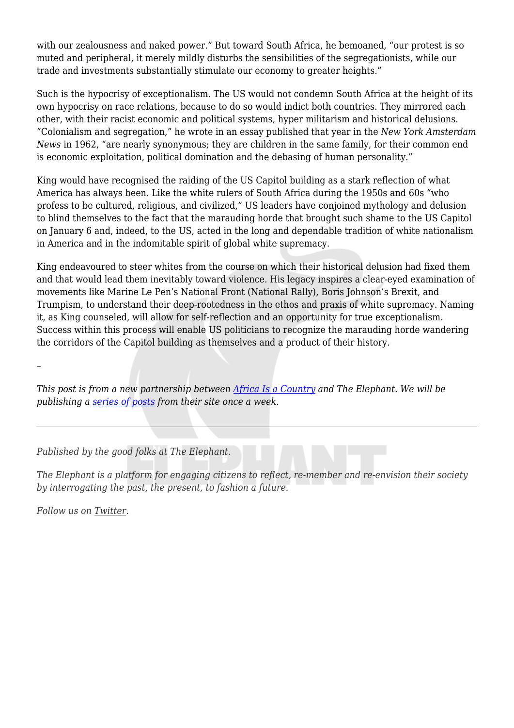with our zealousness and naked power." But toward South Africa, he bemoaned, "our protest is so muted and peripheral, it merely mildly disturbs the sensibilities of the segregationists, while our trade and investments substantially stimulate our economy to greater heights."

Such is the hypocrisy of exceptionalism. The US would not condemn South Africa at the height of its own hypocrisy on race relations, because to do so would indict both countries. They mirrored each other, with their racist economic and political systems, hyper militarism and historical delusions. "Colonialism and segregation," he wrote in an essay published that year in the *New York Amsterdam News* in 1962, "are nearly synonymous; they are children in the same family, for their common end is economic exploitation, political domination and the debasing of human personality."

King would have recognised the raiding of the US Capitol building as a stark reflection of what America has always been. Like the white rulers of South Africa during the 1950s and 60s "who profess to be cultured, religious, and civilized," US leaders have conjoined mythology and delusion to blind themselves to the fact that the marauding horde that brought such shame to the US Capitol on January 6 and, indeed, to the US, acted in the long and dependable tradition of white nationalism in America and in the indomitable spirit of global white supremacy.

King endeavoured to steer whites from the course on which their historical delusion had fixed them and that would lead them inevitably toward violence. His legacy inspires a clear-eyed examination of movements like Marine Le Pen's National Front (National Rally), Boris Johnson's Brexit, and Trumpism, to understand their deep-rootedness in the ethos and praxis of white supremacy. Naming it, as King counseled, will allow for self-reflection and an opportunity for true exceptionalism. Success within this process will enable US politicians to recognize the marauding horde wandering the corridors of the Capitol building as themselves and a product of their history.

–

*This post is from a new partnership between [Africa Is a Country] and The Elephant. We will be publishing a [series of posts] from their site once a week.*

---

*Published by the good folks at The Elephant.*

*The Elephant is a platform for engaging citizens to reflect, re-member and re-envision their society by interrogating the past, the present, to fashion a future.*

*Follow us on Twitter.*